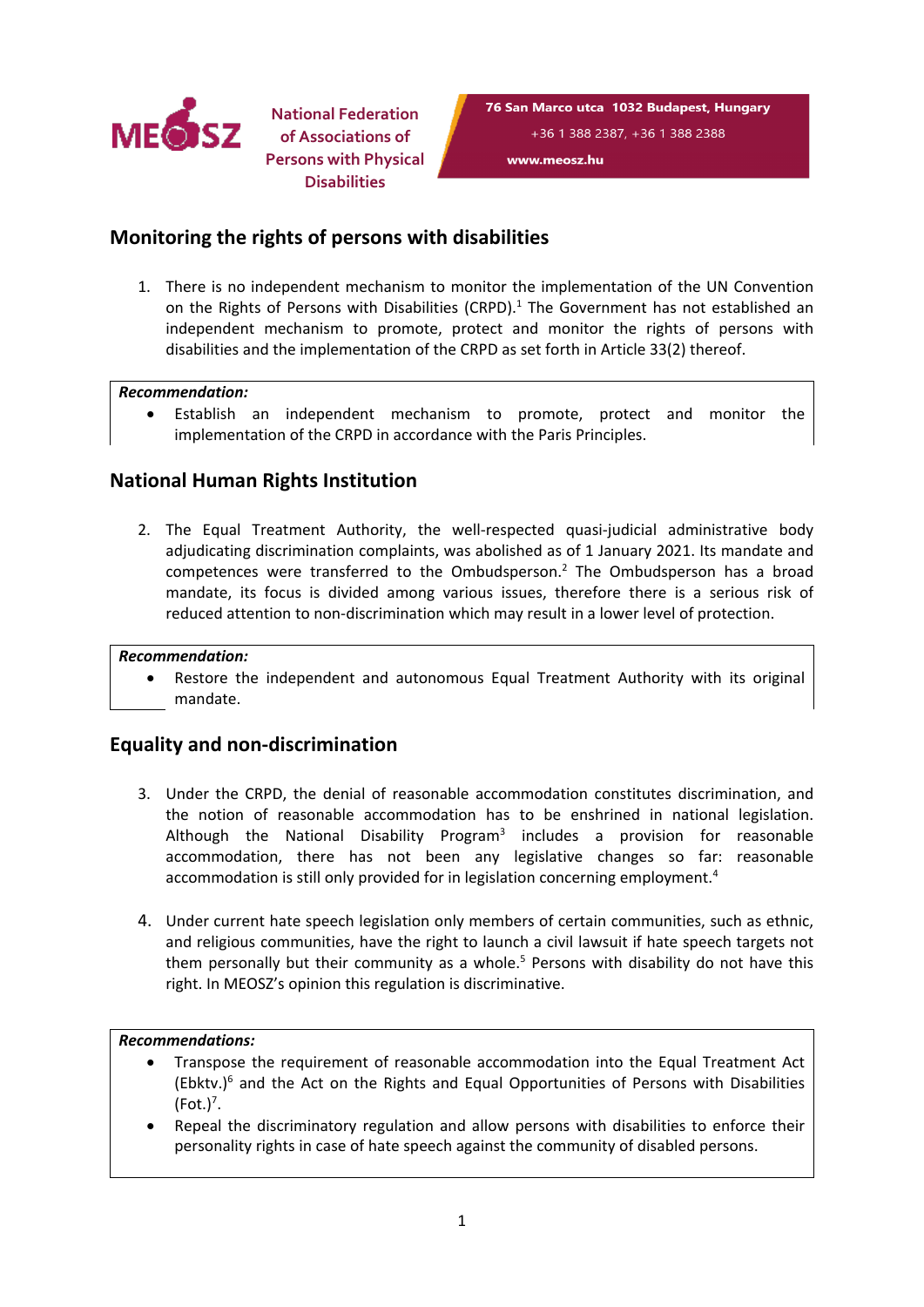MEOSZ

National Federation of Associations of Persons with Physical Disabilities

76 San Marco utca 1032 Budapest, Hungary
+36 1 388 2387, +36 1 388 2388
www.meosz.hu

## Monitoring the rights of persons with disabilities

1. There is no independent mechanism to monitor the implementation of the UN Convention on the Rights of Persons with Disabilities (CRPD).[1] The Government has not established an independent mechanism to promote, protect and monitor the rights of persons with disabilities and the implementation of the CRPD as set forth in Article 33(2) thereof.

> ***Recommendation:***
> - Establish an independent mechanism to promote, protect and monitor the implementation of the CRPD in accordance with the Paris Principles.

## National Human Rights Institution

2. The Equal Treatment Authority, the well-respected quasi-judicial administrative body adjudicating discrimination complaints, was abolished as of 1 January 2021. Its mandate and competences were transferred to the Ombudsperson.[2] The Ombudsperson has a broad mandate, its focus is divided among various issues, therefore there is a serious risk of reduced attention to non-discrimination which may result in a lower level of protection.

> ***Recommendation:***
> - Restore the independent and autonomous Equal Treatment Authority with its original mandate.

## Equality and non-discrimination

3. Under the CRPD, the denial of reasonable accommodation constitutes discrimination, and the notion of reasonable accommodation has to be enshrined in national legislation. Although the National Disability Program[3] includes a provision for reasonable accommodation, there has not been any legislative changes so far: reasonable accommodation is still only provided for in legislation concerning employment.[4]

4. Under current hate speech legislation only members of certain communities, such as ethnic, and religious communities, have the right to launch a civil lawsuit if hate speech targets not them personally but their community as a whole.[5] Persons with disability do not have this right. In MEOSZ's opinion this regulation is discriminative.

> ***Recommendations:***
> - Transpose the requirement of reasonable accommodation into the Equal Treatment Act (Ebktv.)[6] and the Act on the Rights and Equal Opportunities of Persons with Disabilities (Fot.)[7].
> - Repeal the discriminatory regulation and allow persons with disabilities to enforce their personality rights in case of hate speech against the community of disabled persons.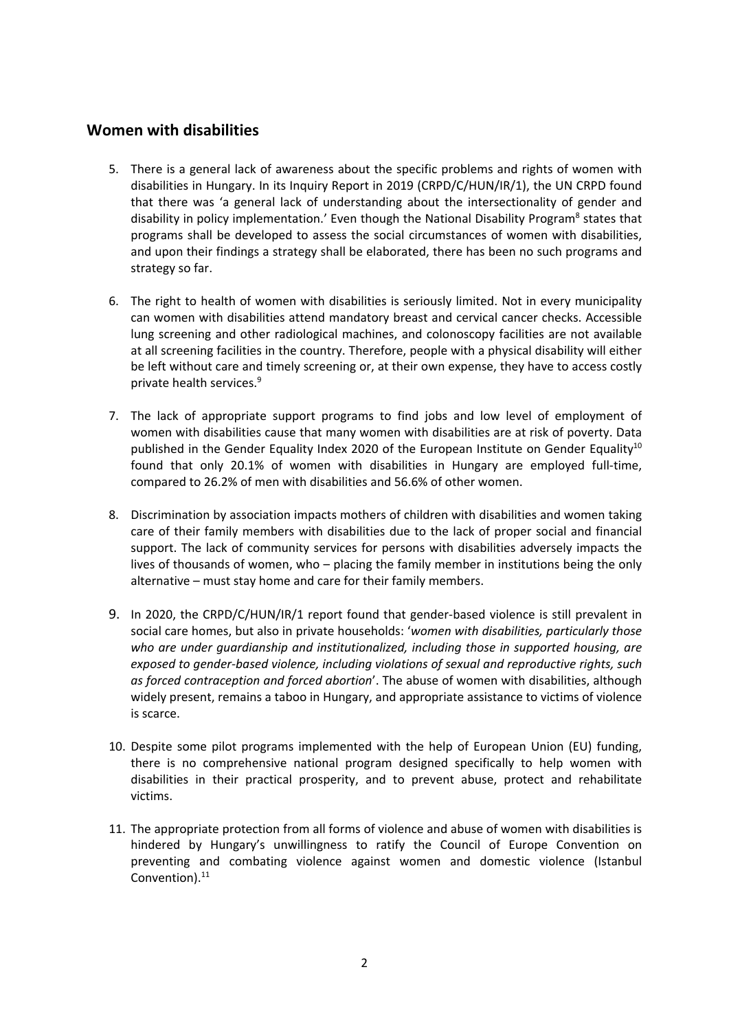## Women with disabilities

5. There is a general lack of awareness about the specific problems and rights of women with disabilities in Hungary. In its Inquiry Report in 2019 (CRPD/C/HUN/IR/1), the UN CRPD found that there was 'a general lack of understanding about the intersectionality of gender and disability in policy implementation.' Even though the National Disability Program[8] states that programs shall be developed to assess the social circumstances of women with disabilities, and upon their findings a strategy shall be elaborated, there has been no such programs and strategy so far.

6. The right to health of women with disabilities is seriously limited. Not in every municipality can women with disabilities attend mandatory breast and cervical cancer checks. Accessible lung screening and other radiological machines, and colonoscopy facilities are not available at all screening facilities in the country. Therefore, people with a physical disability will either be left without care and timely screening or, at their own expense, they have to access costly private health services.[9]

7. The lack of appropriate support programs to find jobs and low level of employment of women with disabilities cause that many women with disabilities are at risk of poverty. Data published in the Gender Equality Index 2020 of the European Institute on Gender Equality[10] found that only 20.1% of women with disabilities in Hungary are employed full-time, compared to 26.2% of men with disabilities and 56.6% of other women.

8. Discrimination by association impacts mothers of children with disabilities and women taking care of their family members with disabilities due to the lack of proper social and financial support. The lack of community services for persons with disabilities adversely impacts the lives of thousands of women, who – placing the family member in institutions being the only alternative – must stay home and care for their family members.

9. In 2020, the CRPD/C/HUN/IR/1 report found that gender-based violence is still prevalent in social care homes, but also in private households: '*women with disabilities, particularly those who are under guardianship and institutionalized, including those in supported housing, are exposed to gender-based violence, including violations of sexual and reproductive rights, such as forced contraception and forced abortion*'. The abuse of women with disabilities, although widely present, remains a taboo in Hungary, and appropriate assistance to victims of violence is scarce.

10. Despite some pilot programs implemented with the help of European Union (EU) funding, there is no comprehensive national program designed specifically to help women with disabilities in their practical prosperity, and to prevent abuse, protect and rehabilitate victims.

11. The appropriate protection from all forms of violence and abuse of women with disabilities is hindered by Hungary's unwillingness to ratify the Council of Europe Convention on preventing and combating violence against women and domestic violence (Istanbul Convention).[11]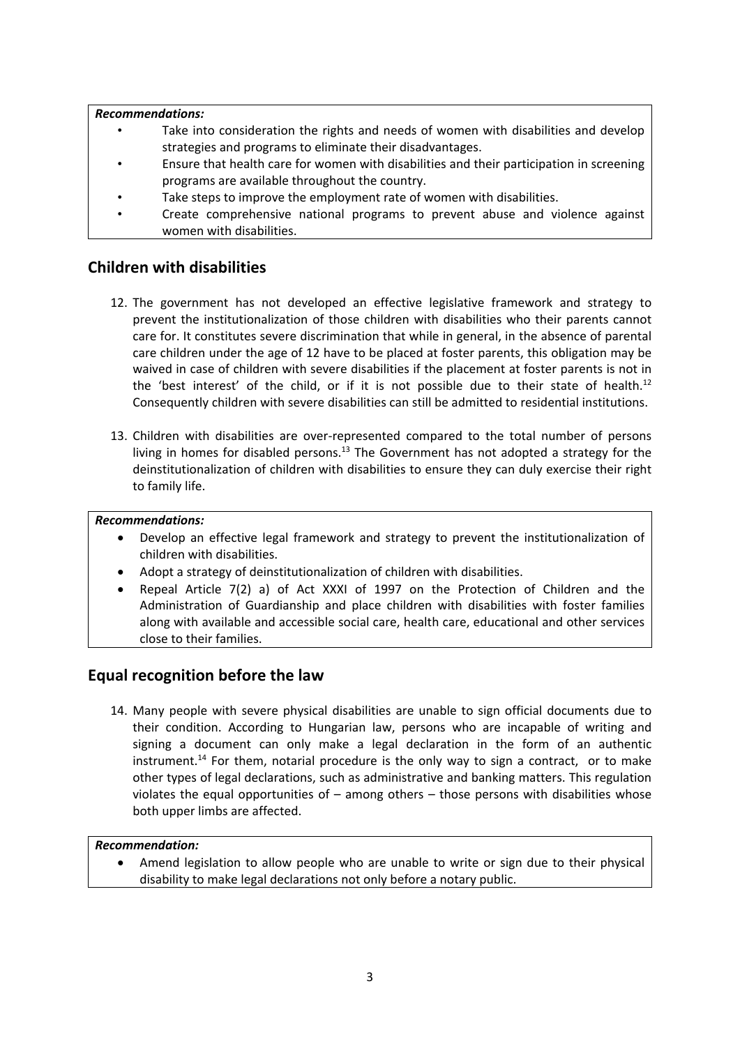***Recommendations:***

- Take into consideration the rights and needs of women with disabilities and develop strategies and programs to eliminate their disadvantages.
- Ensure that health care for women with disabilities and their participation in screening programs are available throughout the country.
- Take steps to improve the employment rate of women with disabilities.
- Create comprehensive national programs to prevent abuse and violence against women with disabilities.

## Children with disabilities

12. The government has not developed an effective legislative framework and strategy to prevent the institutionalization of those children with disabilities who their parents cannot care for. It constitutes severe discrimination that while in general, in the absence of parental care children under the age of 12 have to be placed at foster parents, this obligation may be waived in case of children with severe disabilities if the placement at foster parents is not in the 'best interest' of the child, or if it is not possible due to their state of health.[12] Consequently children with severe disabilities can still be admitted to residential institutions.

13. Children with disabilities are over-represented compared to the total number of persons living in homes for disabled persons.[13] The Government has not adopted a strategy for the deinstitutionalization of children with disabilities to ensure they can duly exercise their right to family life.

***Recommendations:***

- Develop an effective legal framework and strategy to prevent the institutionalization of children with disabilities.
- Adopt a strategy of deinstitutionalization of children with disabilities.
- Repeal Article 7(2) a) of Act XXXI of 1997 on the Protection of Children and the Administration of Guardianship and place children with disabilities with foster families along with available and accessible social care, health care, educational and other services close to their families.

## Equal recognition before the law

14. Many people with severe physical disabilities are unable to sign official documents due to their condition. According to Hungarian law, persons who are incapable of writing and signing a document can only make a legal declaration in the form of an authentic instrument.[14] For them, notarial procedure is the only way to sign a contract, or to make other types of legal declarations, such as administrative and banking matters. This regulation violates the equal opportunities of – among others – those persons with disabilities whose both upper limbs are affected.

***Recommendation:***

- Amend legislation to allow people who are unable to write or sign due to their physical disability to make legal declarations not only before a notary public.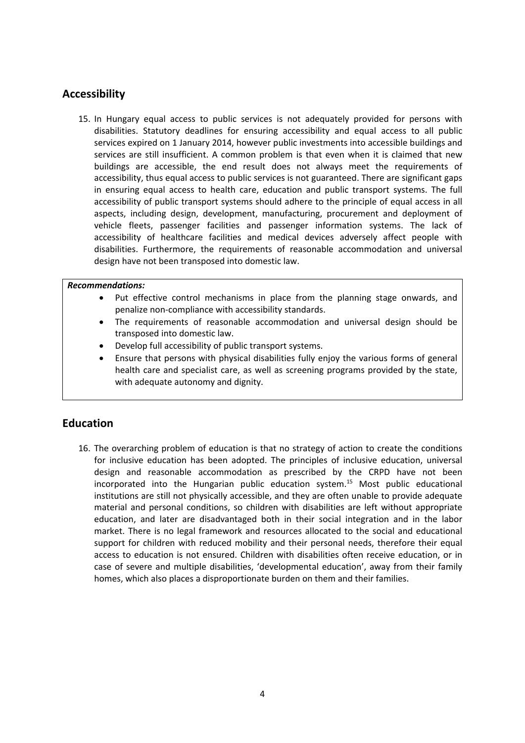## Accessibility

15. In Hungary equal access to public services is not adequately provided for persons with disabilities. Statutory deadlines for ensuring accessibility and equal access to all public services expired on 1 January 2014, however public investments into accessible buildings and services are still insufficient. A common problem is that even when it is claimed that new buildings are accessible, the end result does not always meet the requirements of accessibility, thus equal access to public services is not guaranteed. There are significant gaps in ensuring equal access to health care, education and public transport systems. The full accessibility of public transport systems should adhere to the principle of equal access in all aspects, including design, development, manufacturing, procurement and deployment of vehicle fleets, passenger facilities and passenger information systems. The lack of accessibility of healthcare facilities and medical devices adversely affect people with disabilities. Furthermore, the requirements of reasonable accommodation and universal design have not been transposed into domestic law.

***Recommendations:***

- Put effective control mechanisms in place from the planning stage onwards, and penalize non-compliance with accessibility standards.
- The requirements of reasonable accommodation and universal design should be transposed into domestic law.
- Develop full accessibility of public transport systems.
- Ensure that persons with physical disabilities fully enjoy the various forms of general health care and specialist care, as well as screening programs provided by the state, with adequate autonomy and dignity.

## Education

16. The overarching problem of education is that no strategy of action to create the conditions for inclusive education has been adopted. The principles of inclusive education, universal design and reasonable accommodation as prescribed by the CRPD have not been incorporated into the Hungarian public education system.[15] Most public educational institutions are still not physically accessible, and they are often unable to provide adequate material and personal conditions, so children with disabilities are left without appropriate education, and later are disadvantaged both in their social integration and in the labor market. There is no legal framework and resources allocated to the social and educational support for children with reduced mobility and their personal needs, therefore their equal access to education is not ensured. Children with disabilities often receive education, or in case of severe and multiple disabilities, 'developmental education', away from their family homes, which also places a disproportionate burden on them and their families.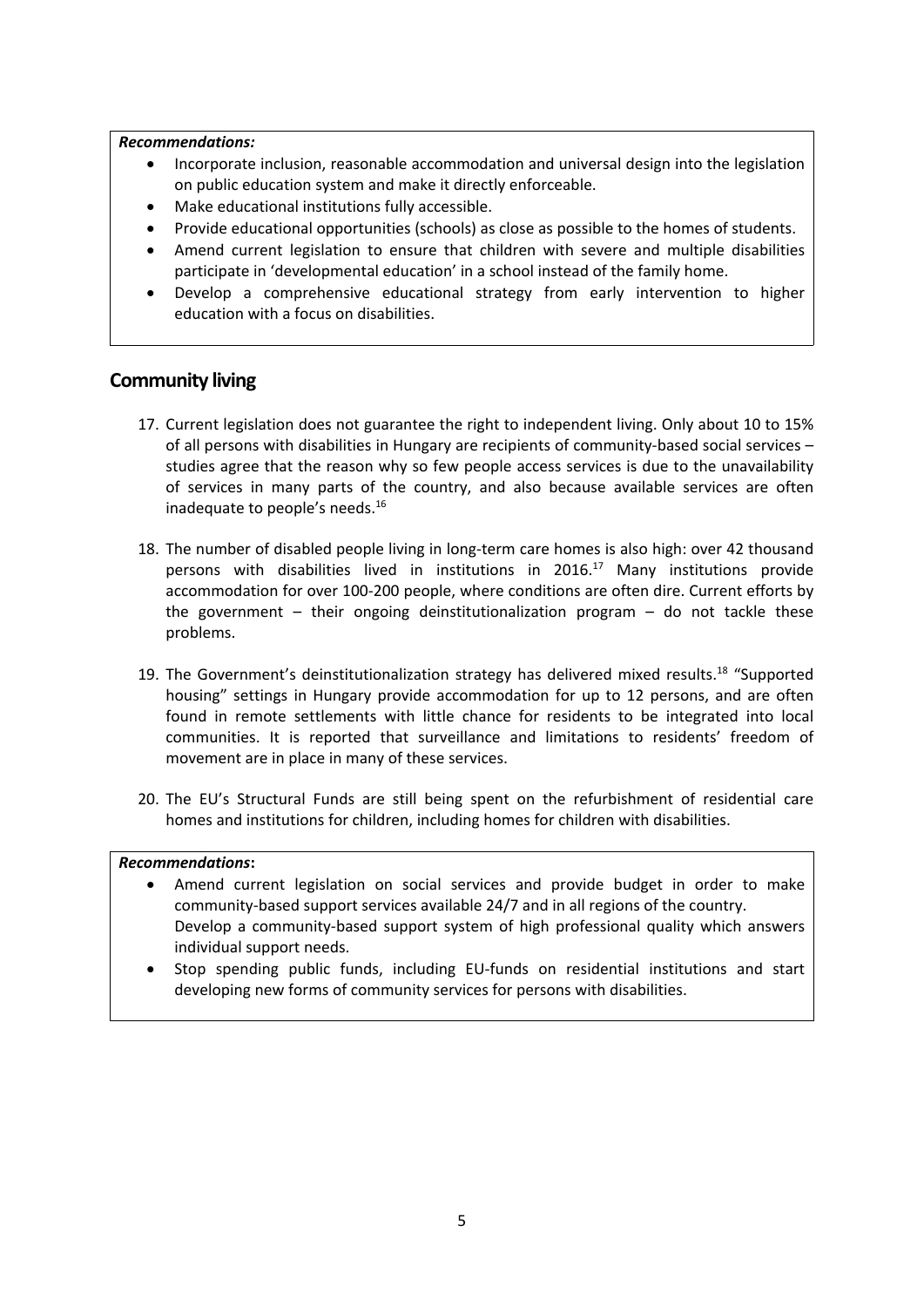***Recommendations:***

- Incorporate inclusion, reasonable accommodation and universal design into the legislation on public education system and make it directly enforceable.
- Make educational institutions fully accessible.
- Provide educational opportunities (schools) as close as possible to the homes of students.
- Amend current legislation to ensure that children with severe and multiple disabilities participate in 'developmental education' in a school instead of the family home.
- Develop a comprehensive educational strategy from early intervention to higher education with a focus on disabilities.

## Community living

17. Current legislation does not guarantee the right to independent living. Only about 10 to 15% of all persons with disabilities in Hungary are recipients of community-based social services – studies agree that the reason why so few people access services is due to the unavailability of services in many parts of the country, and also because available services are often inadequate to people's needs.[16]

18. The number of disabled people living in long-term care homes is also high: over 42 thousand persons with disabilities lived in institutions in 2016.[17] Many institutions provide accommodation for over 100-200 people, where conditions are often dire. Current efforts by the government – their ongoing deinstitutionalization program – do not tackle these problems.

19. The Government's deinstitutionalization strategy has delivered mixed results.[18] "Supported housing" settings in Hungary provide accommodation for up to 12 persons, and are often found in remote settlements with little chance for residents to be integrated into local communities. It is reported that surveillance and limitations to residents' freedom of movement are in place in many of these services.

20. The EU's Structural Funds are still being spent on the refurbishment of residential care homes and institutions for children, including homes for children with disabilities.

***Recommendations*:**

- Amend current legislation on social services and provide budget in order to make community-based support services available 24/7 and in all regions of the country. Develop a community-based support system of high professional quality which answers individual support needs.
- Stop spending public funds, including EU-funds on residential institutions and start developing new forms of community services for persons with disabilities.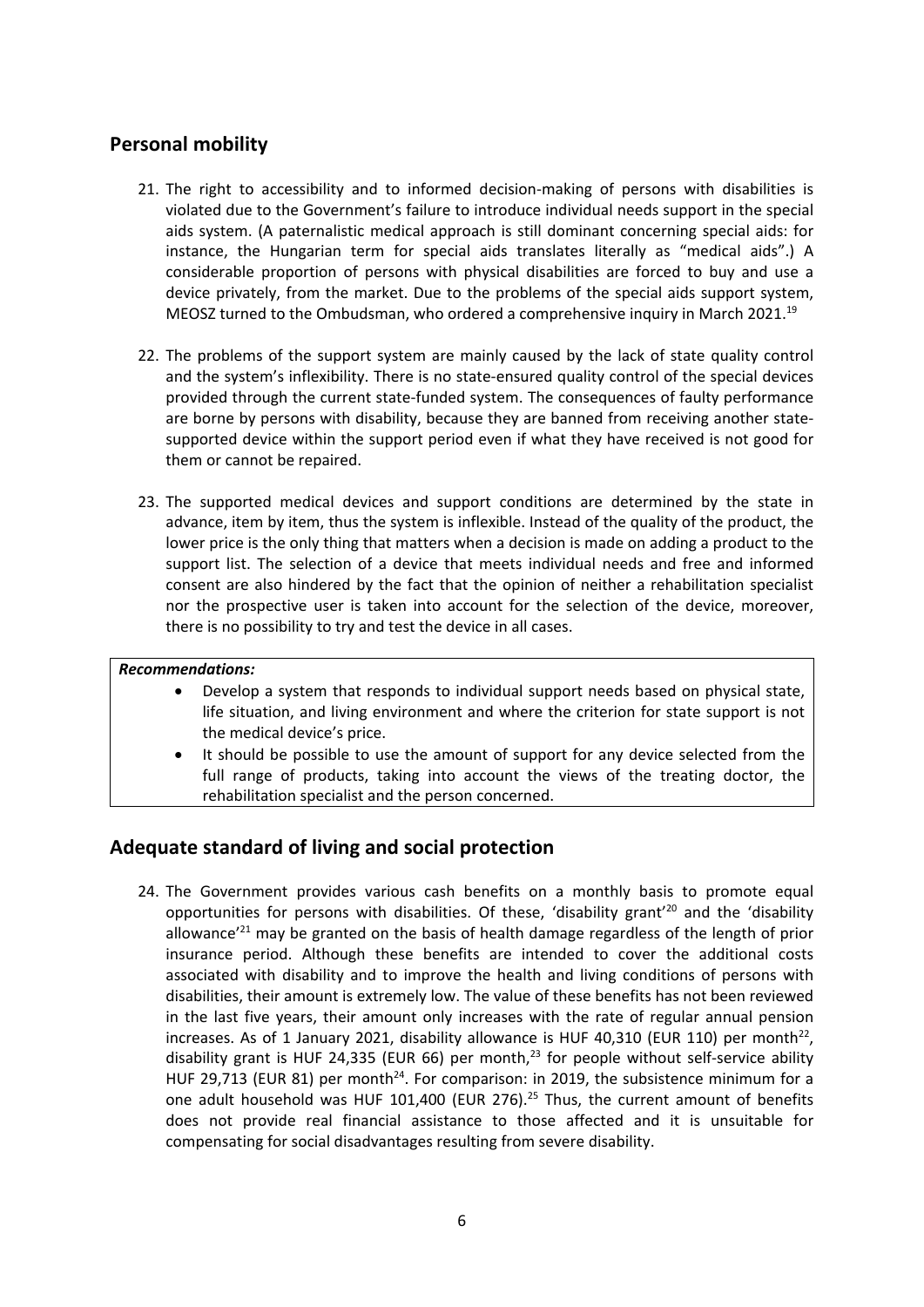## Personal mobility

21. The right to accessibility and to informed decision-making of persons with disabilities is violated due to the Government's failure to introduce individual needs support in the special aids system. (A paternalistic medical approach is still dominant concerning special aids: for instance, the Hungarian term for special aids translates literally as "medical aids".) A considerable proportion of persons with physical disabilities are forced to buy and use a device privately, from the market. Due to the problems of the special aids support system, MEOSZ turned to the Ombudsman, who ordered a comprehensive inquiry in March 2021.[19]

22. The problems of the support system are mainly caused by the lack of state quality control and the system's inflexibility. There is no state-ensured quality control of the special devices provided through the current state-funded system. The consequences of faulty performance are borne by persons with disability, because they are banned from receiving another state-supported device within the support period even if what they have received is not good for them or cannot be repaired.

23. The supported medical devices and support conditions are determined by the state in advance, item by item, thus the system is inflexible. Instead of the quality of the product, the lower price is the only thing that matters when a decision is made on adding a product to the support list. The selection of a device that meets individual needs and free and informed consent are also hindered by the fact that the opinion of neither a rehabilitation specialist nor the prospective user is taken into account for the selection of the device, moreover, there is no possibility to try and test the device in all cases.

***Recommendations:***

- Develop a system that responds to individual support needs based on physical state, life situation, and living environment and where the criterion for state support is not the medical device's price.
- It should be possible to use the amount of support for any device selected from the full range of products, taking into account the views of the treating doctor, the rehabilitation specialist and the person concerned.

## Adequate standard of living and social protection

24. The Government provides various cash benefits on a monthly basis to promote equal opportunities for persons with disabilities. Of these, 'disability grant'[20] and the 'disability allowance'[21] may be granted on the basis of health damage regardless of the length of prior insurance period. Although these benefits are intended to cover the additional costs associated with disability and to improve the health and living conditions of persons with disabilities, their amount is extremely low. The value of these benefits has not been reviewed in the last five years, their amount only increases with the rate of regular annual pension increases. As of 1 January 2021, disability allowance is HUF 40,310 (EUR 110) per month[22], disability grant is HUF 24,335 (EUR 66) per month,[23] for people without self-service ability HUF 29,713 (EUR 81) per month[24]. For comparison: in 2019, the subsistence minimum for a one adult household was HUF 101,400 (EUR 276).[25] Thus, the current amount of benefits does not provide real financial assistance to those affected and it is unsuitable for compensating for social disadvantages resulting from severe disability.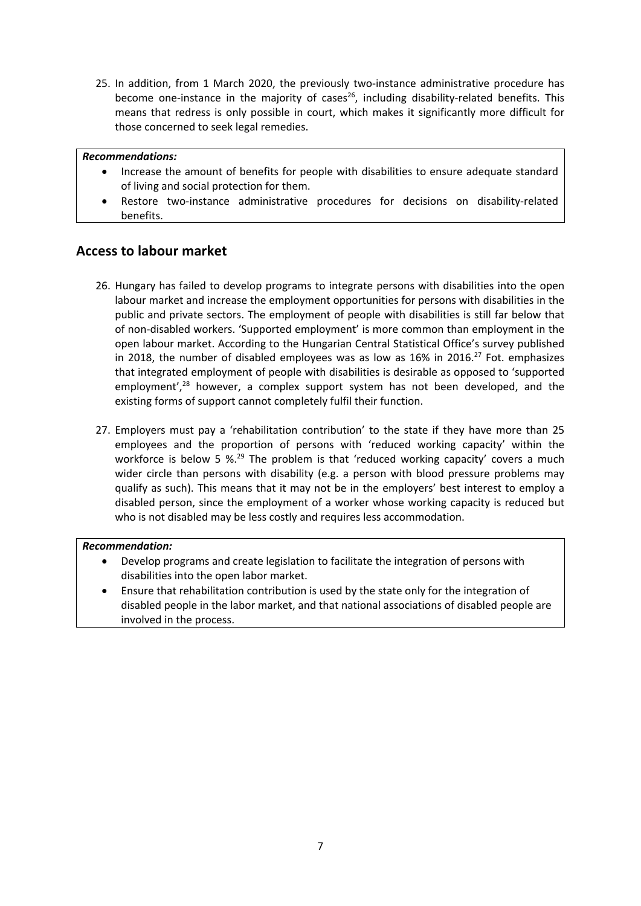25. In addition, from 1 March 2020, the previously two-instance administrative procedure has become one-instance in the majority of cases[26], including disability-related benefits. This means that redress is only possible in court, which makes it significantly more difficult for those concerned to seek legal remedies.

***Recommendations:***

- Increase the amount of benefits for people with disabilities to ensure adequate standard of living and social protection for them.
- Restore two-instance administrative procedures for decisions on disability-related benefits.

## Access to labour market

26. Hungary has failed to develop programs to integrate persons with disabilities into the open labour market and increase the employment opportunities for persons with disabilities in the public and private sectors. The employment of people with disabilities is still far below that of non-disabled workers. 'Supported employment' is more common than employment in the open labour market. According to the Hungarian Central Statistical Office's survey published in 2018, the number of disabled employees was as low as 16% in 2016.[27] Fot. emphasizes that integrated employment of people with disabilities is desirable as opposed to 'supported employment',[28] however, a complex support system has not been developed, and the existing forms of support cannot completely fulfil their function.

27. Employers must pay a 'rehabilitation contribution' to the state if they have more than 25 employees and the proportion of persons with 'reduced working capacity' within the workforce is below 5 %.[29] The problem is that 'reduced working capacity' covers a much wider circle than persons with disability (e.g. a person with blood pressure problems may qualify as such). This means that it may not be in the employers' best interest to employ a disabled person, since the employment of a worker whose working capacity is reduced but who is not disabled may be less costly and requires less accommodation.

***Recommendation:***

- Develop programs and create legislation to facilitate the integration of persons with disabilities into the open labor market.
- Ensure that rehabilitation contribution is used by the state only for the integration of disabled people in the labor market, and that national associations of disabled people are involved in the process.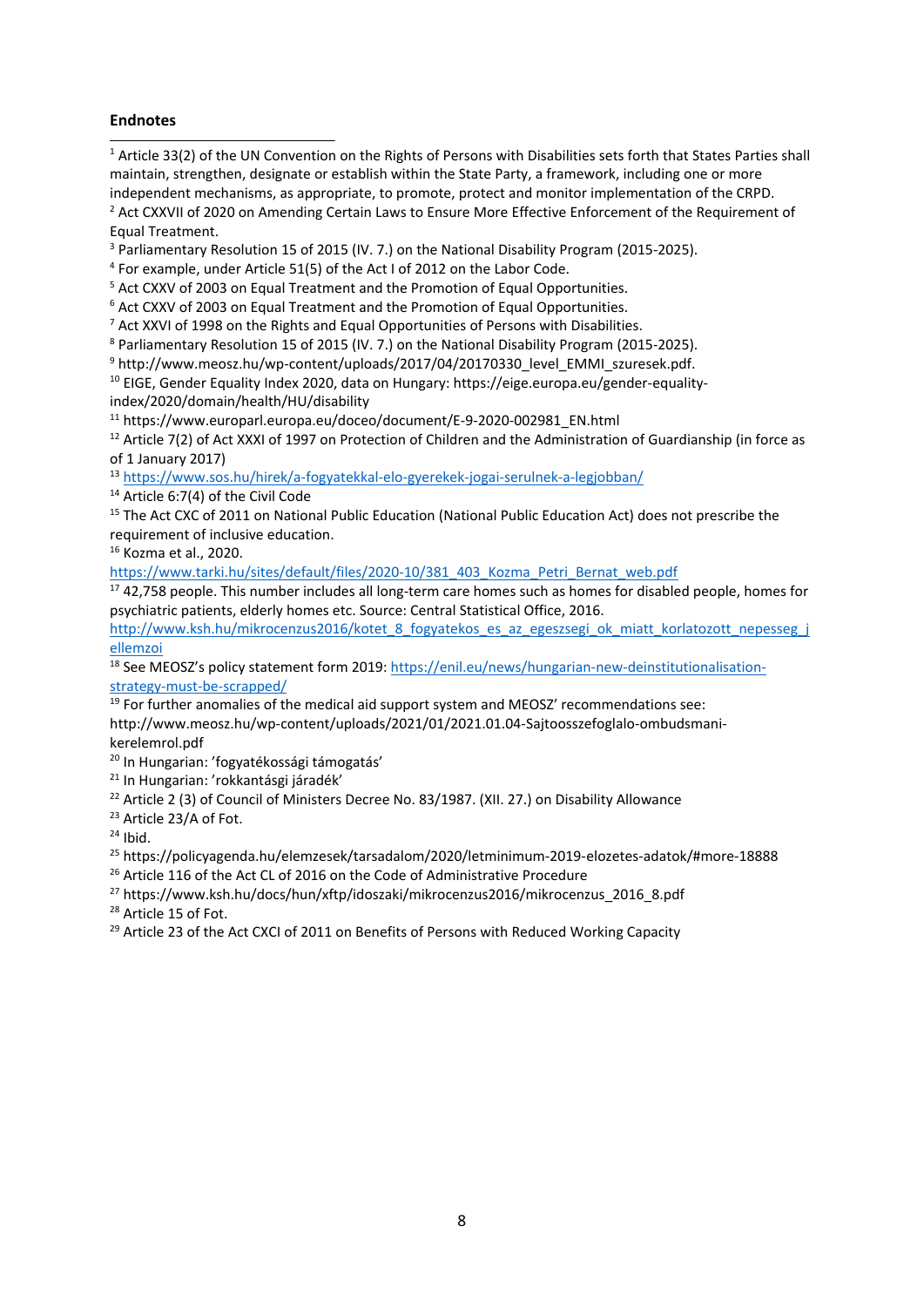**Endnotes**

[1] Article 33(2) of the UN Convention on the Rights of Persons with Disabilities sets forth that States Parties shall maintain, strengthen, designate or establish within the State Party, a framework, including one or more independent mechanisms, as appropriate, to promote, protect and monitor implementation of the CRPD.

[2] Act CXXVII of 2020 on Amending Certain Laws to Ensure More Effective Enforcement of the Requirement of Equal Treatment.

[3] Parliamentary Resolution 15 of 2015 (IV. 7.) on the National Disability Program (2015-2025).

[4] For example, under Article 51(5) of the Act I of 2012 on the Labor Code.

[5] Act CXXV of 2003 on Equal Treatment and the Promotion of Equal Opportunities.

[6] Act CXXV of 2003 on Equal Treatment and the Promotion of Equal Opportunities.

[7] Act XXVI of 1998 on the Rights and Equal Opportunities of Persons with Disabilities.

[8] Parliamentary Resolution 15 of 2015 (IV. 7.) on the National Disability Program (2015-2025).

[9] http://www.meosz.hu/wp-content/uploads/2017/04/20170330_level_EMMI_szuresek.pdf.

[10] EIGE, Gender Equality Index 2020, data on Hungary: https://eige.europa.eu/gender-equality-index/2020/domain/health/HU/disability

[11] https://www.europarl.europa.eu/doceo/document/E-9-2020-002981_EN.html

[12] Article 7(2) of Act XXXI of 1997 on Protection of Children and the Administration of Guardianship (in force as of 1 January 2017)

[13] https://www.sos.hu/hirek/a-fogyatekkal-elo-gyerekek-jogai-serulnek-a-legjobban/

[14] Article 6:7(4) of the Civil Code

[15] The Act CXC of 2011 on National Public Education (National Public Education Act) does not prescribe the requirement of inclusive education.

[16] Kozma et al., 2020. https://www.tarki.hu/sites/default/files/2020-10/381_403_Kozma_Petri_Bernat_web.pdf

[17] 42,758 people. This number includes all long-term care homes such as homes for disabled people, homes for psychiatric patients, elderly homes etc. Source: Central Statistical Office, 2016. http://www.ksh.hu/mikrocenzus2016/kotet_8_fogyatekos_es_az_egeszsegi_ok_miatt_korlatozott_nepesseg_jellemzoi

[18] See MEOSZ's policy statement form 2019: https://enil.eu/news/hungarian-new-deinstitutionalisation-strategy-must-be-scrapped/

[19] For further anomalies of the medical aid support system and MEOSZ' recommendations see: http://www.meosz.hu/wp-content/uploads/2021/01/2021.01.04-Sajtoosszefoglalo-ombudsmani-kerelemrol.pdf

[20] In Hungarian: 'fogyatékossági támogatás'

[21] In Hungarian: 'rokkantásgi járadék'

[22] Article 2 (3) of Council of Ministers Decree No. 83/1987. (XII. 27.) on Disability Allowance

[23] Article 23/A of Fot.

[24] Ibid.

[25] https://policyagenda.hu/elemzesek/tarsadalom/2020/letminimum-2019-elozetes-adatok/#more-18888

[26] Article 116 of the Act CL of 2016 on the Code of Administrative Procedure

[27] https://www.ksh.hu/docs/hun/xftp/idoszaki/mikrocenzus2016/mikrocenzus_2016_8.pdf

[28] Article 15 of Fot.

[29] Article 23 of the Act CXCI of 2011 on Benefits of Persons with Reduced Working Capacity